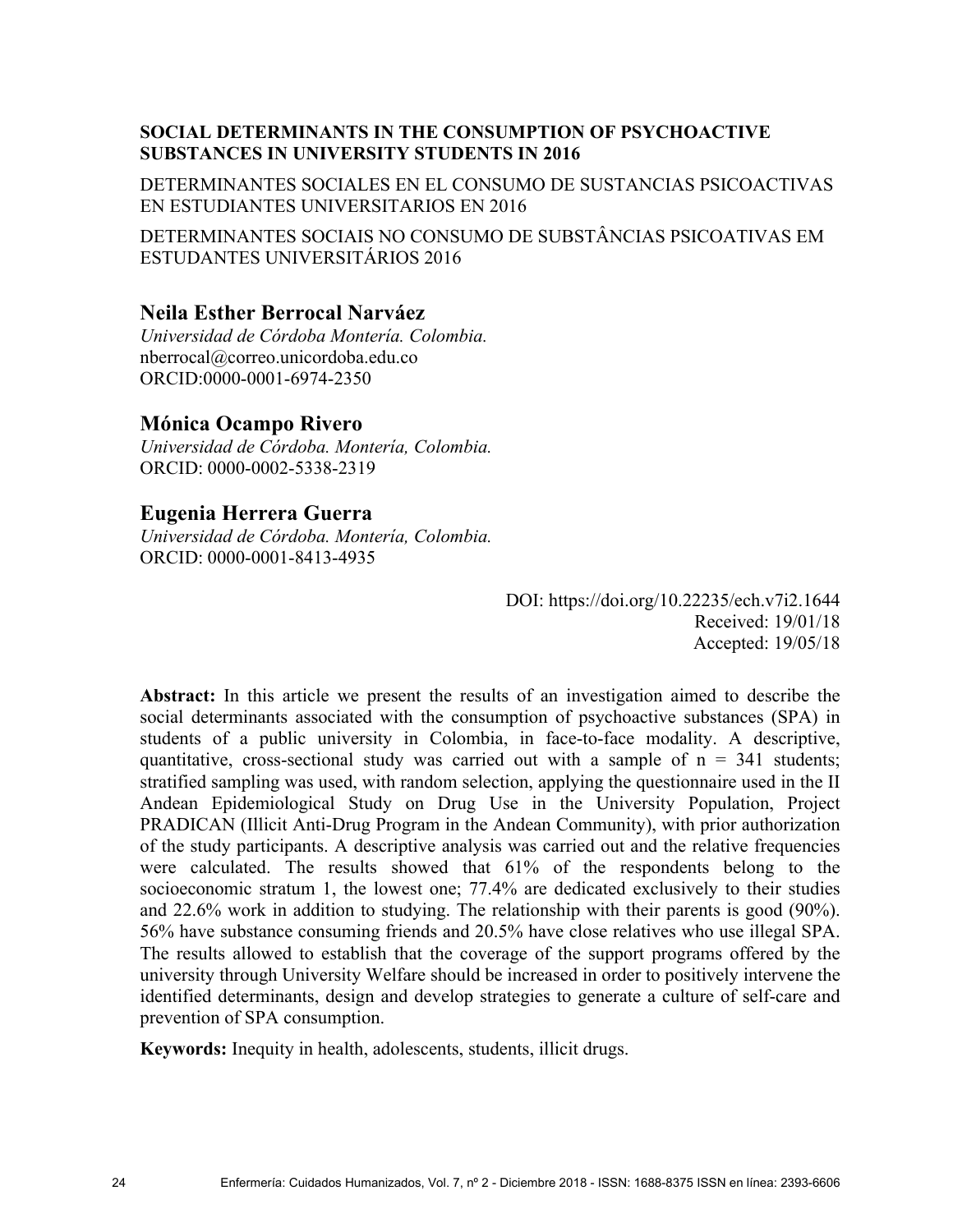# SOCIAL DETERMINANTS IN THE CONSUMPTION OF PSYCHOACTIVE SUBSTANCES IN UNIVERSITY STUDENTS IN 2016

DETERMINANTES SOCIALES EN EL CONSUMO DE SUSTANCIAS PSICOACTIVAS EN ESTUDIANTES UNIVERSITARIOS EN 2016

DETERMINANTES SOCIAIS NO CONSUMO DE SUBSTÂNCIAS PSICOATIVAS EM ESTUDANTES UNIVERSITÁRIOS 2016

## Neila Esther Berrocal Narváez

*Universidad de Córdoba Montería. Colombia.*
nberrocal@correo.unicordoba.edu.co
ORCID:0000-0001-6974-2350

## Mónica Ocampo Rivero

*Universidad de Córdoba. Montería, Colombia.*
ORCID: 0000-0002-5338-2319

## Eugenia Herrera Guerra

*Universidad de Córdoba. Montería, Colombia.*
ORCID: 0000-0001-8413-4935

DOI: https://doi.org/10.22235/ech.v7i2.1644
Received: 19/01/18
Accepted: 19/05/18

**Abstract:** In this article we present the results of an investigation aimed to describe the social determinants associated with the consumption of psychoactive substances (SPA) in students of a public university in Colombia, in face-to-face modality. A descriptive, quantitative, cross-sectional study was carried out with a sample of n = 341 students; stratified sampling was used, with random selection, applying the questionnaire used in the II Andean Epidemiological Study on Drug Use in the University Population, Project PRADICAN (Illicit Anti-Drug Program in the Andean Community), with prior authorization of the study participants. A descriptive analysis was carried out and the relative frequencies were calculated. The results showed that 61% of the respondents belong to the socioeconomic stratum 1, the lowest one; 77.4% are dedicated exclusively to their studies and 22.6% work in addition to studying. The relationship with their parents is good (90%). 56% have substance consuming friends and 20.5% have close relatives who use illegal SPA. The results allowed to establish that the coverage of the support programs offered by the university through University Welfare should be increased in order to positively intervene the identified determinants, design and develop strategies to generate a culture of self-care and prevention of SPA consumption.

**Keywords:** Inequity in health, adolescents, students, illicit drugs.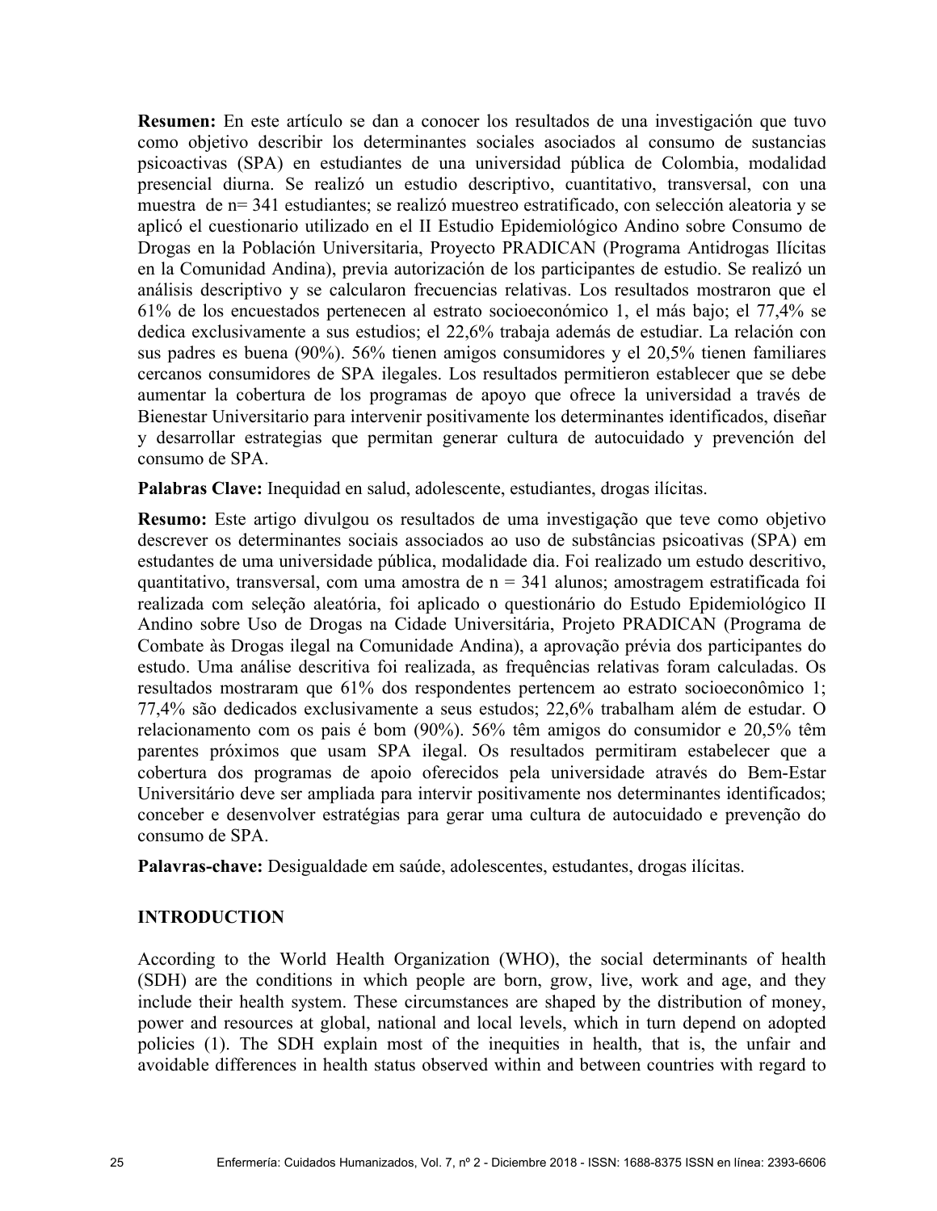**Resumen:** En este artículo se dan a conocer los resultados de una investigación que tuvo como objetivo describir los determinantes sociales asociados al consumo de sustancias psicoactivas (SPA) en estudiantes de una universidad pública de Colombia, modalidad presencial diurna. Se realizó un estudio descriptivo, cuantitativo, transversal, con una muestra de n= 341 estudiantes; se realizó muestreo estratificado, con selección aleatoria y se aplicó el cuestionario utilizado en el II Estudio Epidemiológico Andino sobre Consumo de Drogas en la Población Universitaria, Proyecto PRADICAN (Programa Antidrogas Ilícitas en la Comunidad Andina), previa autorización de los participantes de estudio. Se realizó un análisis descriptivo y se calcularon frecuencias relativas. Los resultados mostraron que el 61% de los encuestados pertenecen al estrato socioeconómico 1, el más bajo; el 77,4% se dedica exclusivamente a sus estudios; el 22,6% trabaja además de estudiar. La relación con sus padres es buena (90%). 56% tienen amigos consumidores y el 20,5% tienen familiares cercanos consumidores de SPA ilegales. Los resultados permitieron establecer que se debe aumentar la cobertura de los programas de apoyo que ofrece la universidad a través de Bienestar Universitario para intervenir positivamente los determinantes identificados, diseñar y desarrollar estrategias que permitan generar cultura de autocuidado y prevención del consumo de SPA.

**Palabras Clave:** Inequidad en salud, adolescente, estudiantes, drogas ilícitas.

**Resumo:** Este artigo divulgou os resultados de uma investigação que teve como objetivo descrever os determinantes sociais associados ao uso de substâncias psicoativas (SPA) em estudantes de uma universidade pública, modalidade dia. Foi realizado um estudo descritivo, quantitativo, transversal, com uma amostra de n = 341 alunos; amostragem estratificada foi realizada com seleção aleatória, foi aplicado o questionário do Estudo Epidemiológico II Andino sobre Uso de Drogas na Cidade Universitária, Projeto PRADICAN (Programa de Combate às Drogas ilegal na Comunidade Andina), a aprovação prévia dos participantes do estudo. Uma análise descritiva foi realizada, as frequências relativas foram calculadas. Os resultados mostraram que 61% dos respondentes pertencem ao estrato socioeconômico 1; 77,4% são dedicados exclusivamente a seus estudos; 22,6% trabalham além de estudar. O relacionamento com os pais é bom (90%). 56% têm amigos do consumidor e 20,5% têm parentes próximos que usam SPA ilegal. Os resultados permitiram estabelecer que a cobertura dos programas de apoio oferecidos pela universidade através do Bem-Estar Universitário deve ser ampliada para intervir positivamente nos determinantes identificados; conceber e desenvolver estratégias para gerar uma cultura de autocuidado e prevenção do consumo de SPA.

**Palavras-chave:** Desigualdade em saúde, adolescentes, estudantes, drogas ilícitas.

## INTRODUCTION

According to the World Health Organization (WHO), the social determinants of health (SDH) are the conditions in which people are born, grow, live, work and age, and they include their health system. These circumstances are shaped by the distribution of money, power and resources at global, national and local levels, which in turn depend on adopted policies (1). The SDH explain most of the inequities in health, that is, the unfair and avoidable differences in health status observed within and between countries with regard to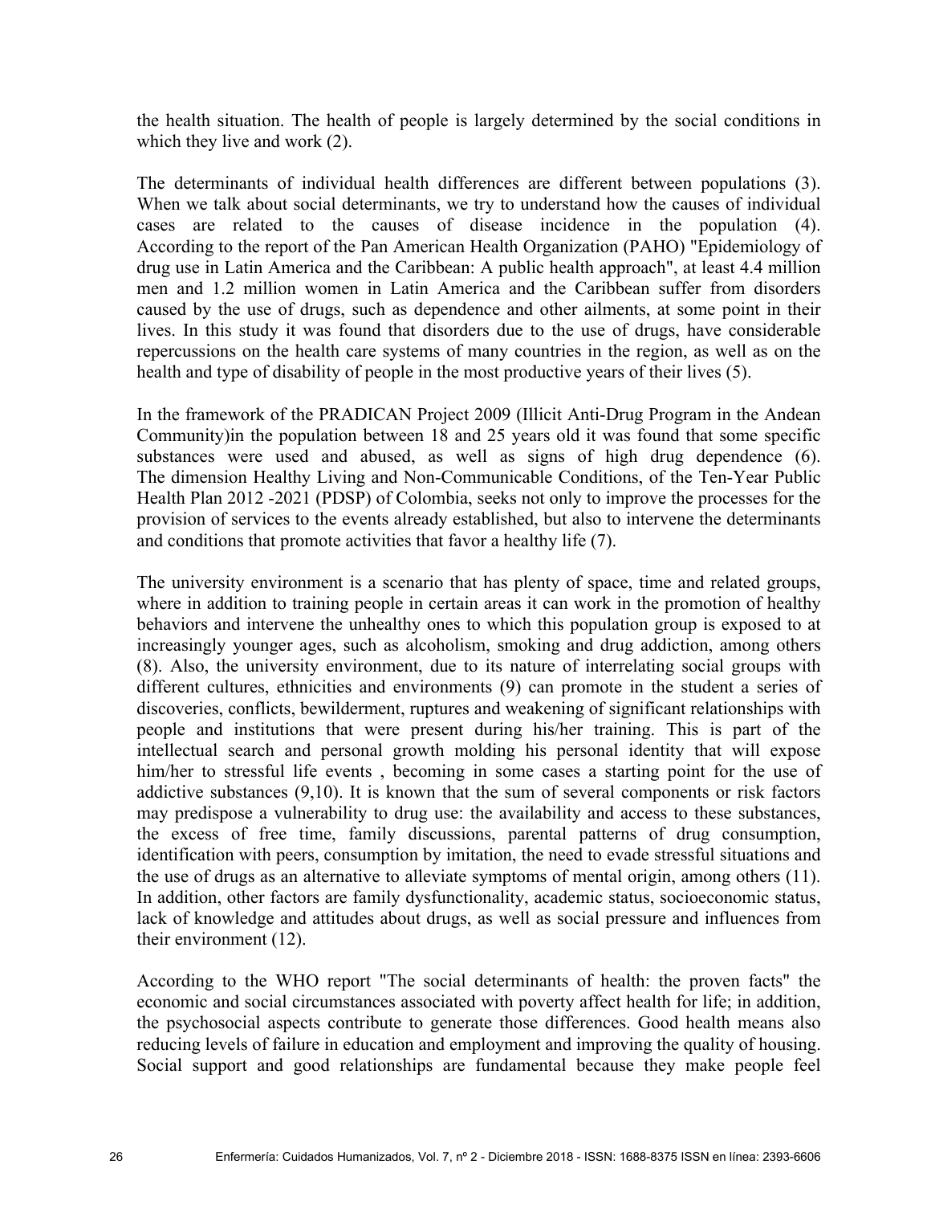the health situation. The health of people is largely determined by the social conditions in which they live and work (2).

The determinants of individual health differences are different between populations (3). When we talk about social determinants, we try to understand how the causes of individual cases are related to the causes of disease incidence in the population (4). According to the report of the Pan American Health Organization (PAHO) "Epidemiology of drug use in Latin America and the Caribbean: A public health approach", at least 4.4 million men and 1.2 million women in Latin America and the Caribbean suffer from disorders caused by the use of drugs, such as dependence and other ailments, at some point in their lives. In this study it was found that disorders due to the use of drugs, have considerable repercussions on the health care systems of many countries in the region, as well as on the health and type of disability of people in the most productive years of their lives (5).

In the framework of the PRADICAN Project 2009 (Illicit Anti-Drug Program in the Andean Community)in the population between 18 and 25 years old it was found that some specific substances were used and abused, as well as signs of high drug dependence (6). The dimension Healthy Living and Non-Communicable Conditions, of the Ten-Year Public Health Plan 2012 -2021 (PDSP) of Colombia, seeks not only to improve the processes for the provision of services to the events already established, but also to intervene the determinants and conditions that promote activities that favor a healthy life (7).

The university environment is a scenario that has plenty of space, time and related groups, where in addition to training people in certain areas it can work in the promotion of healthy behaviors and intervene the unhealthy ones to which this population group is exposed to at increasingly younger ages, such as alcoholism, smoking and drug addiction, among others (8). Also, the university environment, due to its nature of interrelating social groups with different cultures, ethnicities and environments (9) can promote in the student a series of discoveries, conflicts, bewilderment, ruptures and weakening of significant relationships with people and institutions that were present during his/her training. This is part of the intellectual search and personal growth molding his personal identity that will expose him/her to stressful life events , becoming in some cases a starting point for the use of addictive substances (9,10). It is known that the sum of several components or risk factors may predispose a vulnerability to drug use: the availability and access to these substances, the excess of free time, family discussions, parental patterns of drug consumption, identification with peers, consumption by imitation, the need to evade stressful situations and the use of drugs as an alternative to alleviate symptoms of mental origin, among others (11). In addition, other factors are family dysfunctionality, academic status, socioeconomic status, lack of knowledge and attitudes about drugs, as well as social pressure and influences from their environment (12).

According to the WHO report "The social determinants of health: the proven facts" the economic and social circumstances associated with poverty affect health for life; in addition, the psychosocial aspects contribute to generate those differences. Good health means also reducing levels of failure in education and employment and improving the quality of housing. Social support and good relationships are fundamental because they make people feel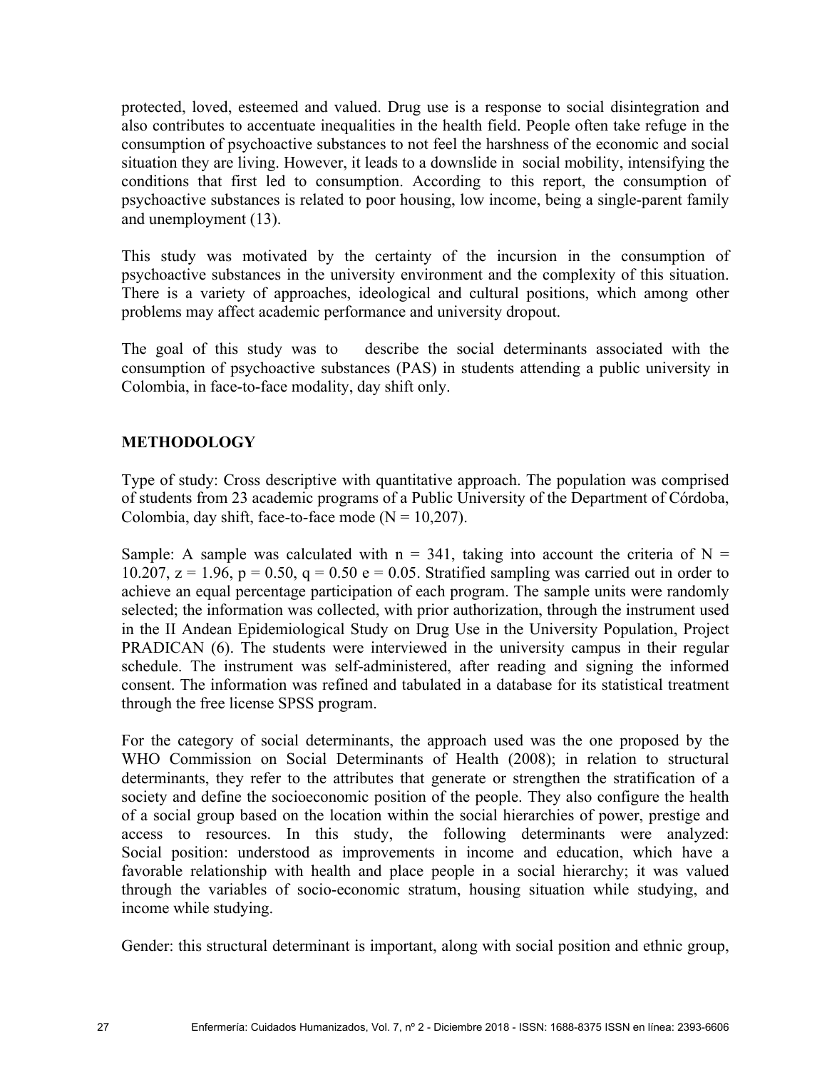protected, loved, esteemed and valued. Drug use is a response to social disintegration and also contributes to accentuate inequalities in the health field. People often take refuge in the consumption of psychoactive substances to not feel the harshness of the economic and social situation they are living. However, it leads to a downslide in social mobility, intensifying the conditions that first led to consumption. According to this report, the consumption of psychoactive substances is related to poor housing, low income, being a single-parent family and unemployment (13).

This study was motivated by the certainty of the incursion in the consumption of psychoactive substances in the university environment and the complexity of this situation. There is a variety of approaches, ideological and cultural positions, which among other problems may affect academic performance and university dropout.

The goal of this study was to describe the social determinants associated with the consumption of psychoactive substances (PAS) in students attending a public university in Colombia, in face-to-face modality, day shift only.

## METHODOLOGY

Type of study: Cross descriptive with quantitative approach. The population was comprised of students from 23 academic programs of a Public University of the Department of Córdoba, Colombia, day shift, face-to-face mode ($N = 10,207$).

Sample: A sample was calculated with $n = 341$, taking into account the criteria of $N = 10.207$, $z = 1.96$, $p = 0.50$, $q = 0.50$ $e = 0.05$. Stratified sampling was carried out in order to achieve an equal percentage participation of each program. The sample units were randomly selected; the information was collected, with prior authorization, through the instrument used in the II Andean Epidemiological Study on Drug Use in the University Population, Project PRADICAN (6). The students were interviewed in the university campus in their regular schedule. The instrument was self-administered, after reading and signing the informed consent. The information was refined and tabulated in a database for its statistical treatment through the free license SPSS program.

For the category of social determinants, the approach used was the one proposed by the WHO Commission on Social Determinants of Health (2008); in relation to structural determinants, they refer to the attributes that generate or strengthen the stratification of a society and define the socioeconomic position of the people. They also configure the health of a social group based on the location within the social hierarchies of power, prestige and access to resources. In this study, the following determinants were analyzed: Social position: understood as improvements in income and education, which have a favorable relationship with health and place people in a social hierarchy; it was valued through the variables of socio-economic stratum, housing situation while studying, and income while studying.

Gender: this structural determinant is important, along with social position and ethnic group,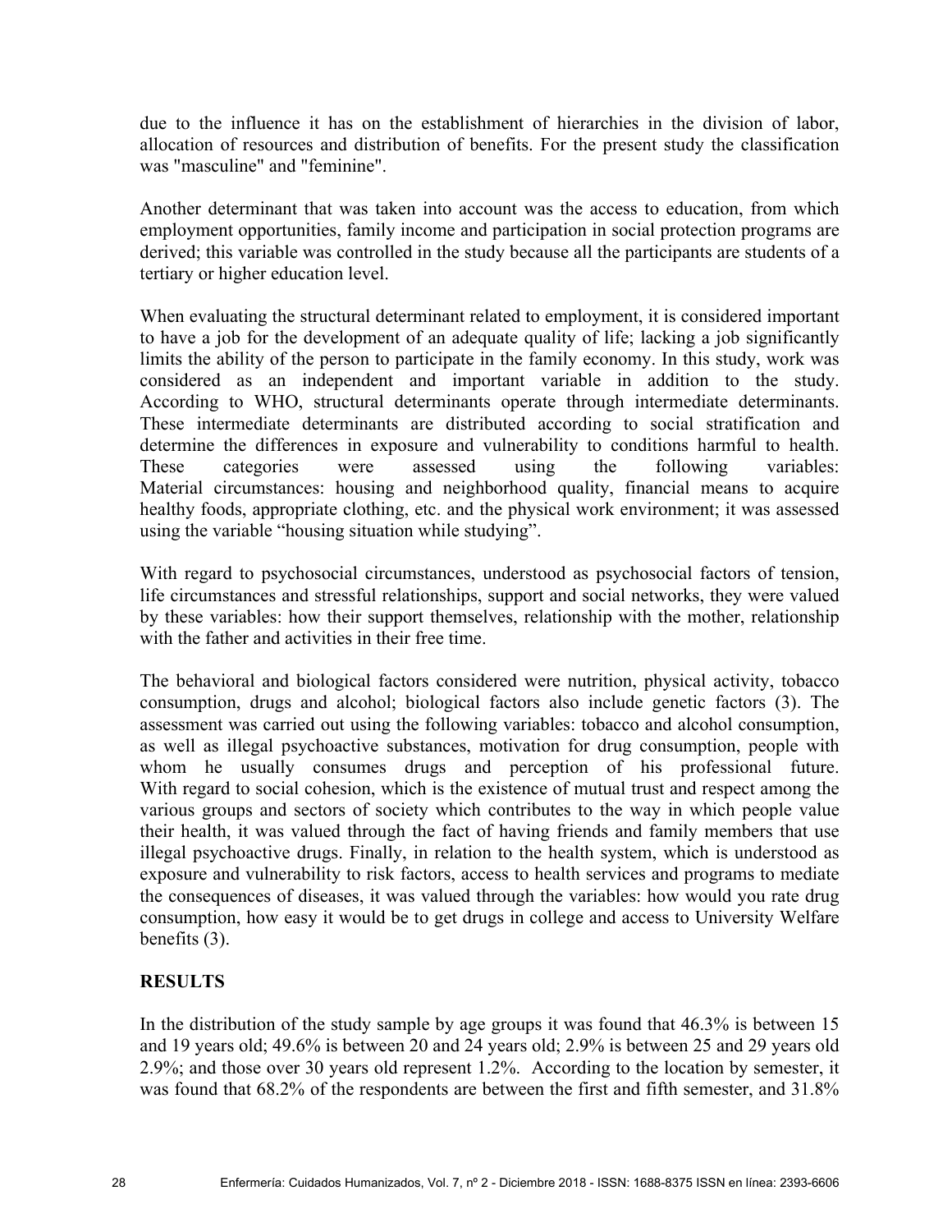due to the influence it has on the establishment of hierarchies in the division of labor, allocation of resources and distribution of benefits. For the present study the classification was "masculine" and "feminine".

Another determinant that was taken into account was the access to education, from which employment opportunities, family income and participation in social protection programs are derived; this variable was controlled in the study because all the participants are students of a tertiary or higher education level.

When evaluating the structural determinant related to employment, it is considered important to have a job for the development of an adequate quality of life; lacking a job significantly limits the ability of the person to participate in the family economy. In this study, work was considered as an independent and important variable in addition to the study. According to WHO, structural determinants operate through intermediate determinants. These intermediate determinants are distributed according to social stratification and determine the differences in exposure and vulnerability to conditions harmful to health. These categories were assessed using the following variables: Material circumstances: housing and neighborhood quality, financial means to acquire healthy foods, appropriate clothing, etc. and the physical work environment; it was assessed using the variable "housing situation while studying".

With regard to psychosocial circumstances, understood as psychosocial factors of tension, life circumstances and stressful relationships, support and social networks, they were valued by these variables: how their support themselves, relationship with the mother, relationship with the father and activities in their free time.

The behavioral and biological factors considered were nutrition, physical activity, tobacco consumption, drugs and alcohol; biological factors also include genetic factors (3). The assessment was carried out using the following variables: tobacco and alcohol consumption, as well as illegal psychoactive substances, motivation for drug consumption, people with whom he usually consumes drugs and perception of his professional future. With regard to social cohesion, which is the existence of mutual trust and respect among the various groups and sectors of society which contributes to the way in which people value their health, it was valued through the fact of having friends and family members that use illegal psychoactive drugs. Finally, in relation to the health system, which is understood as exposure and vulnerability to risk factors, access to health services and programs to mediate the consequences of diseases, it was valued through the variables: how would you rate drug consumption, how easy it would be to get drugs in college and access to University Welfare benefits (3).

## RESULTS

In the distribution of the study sample by age groups it was found that 46.3% is between 15 and 19 years old; 49.6% is between 20 and 24 years old; 2.9% is between 25 and 29 years old 2.9%; and those over 30 years old represent 1.2%. According to the location by semester, it was found that 68.2% of the respondents are between the first and fifth semester, and 31.8%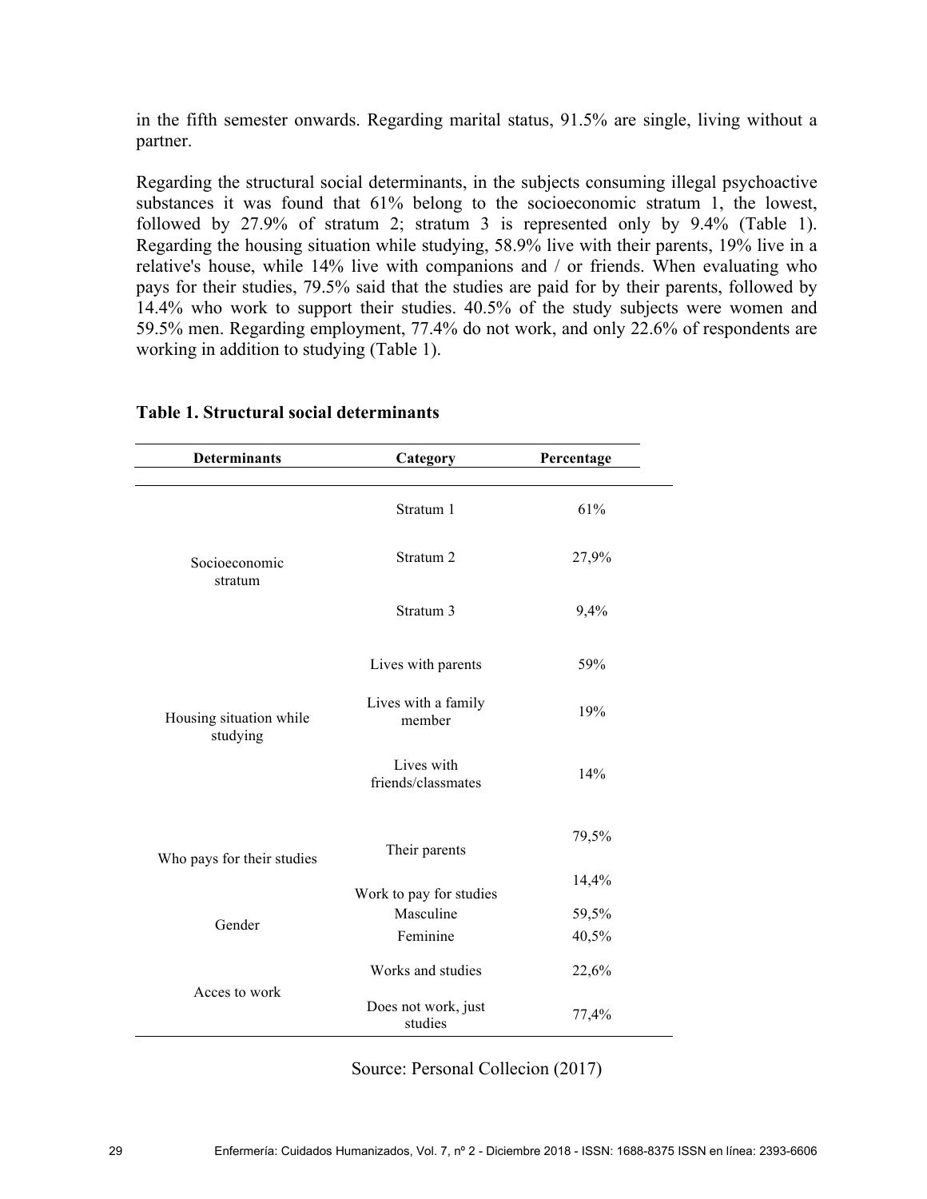in the fifth semester onwards. Regarding marital status, 91.5% are single, living without a partner.

Regarding the structural social determinants, in the subjects consuming illegal psychoactive substances it was found that 61% belong to the socioeconomic stratum 1, the lowest, followed by 27.9% of stratum 2; stratum 3 is represented only by 9.4% (Table 1). Regarding the housing situation while studying, 58.9% live with their parents, 19% live in a relative's house, while 14% live with companions and / or friends. When evaluating who pays for their studies, 79.5% said that the studies are paid for by their parents, followed by 14.4% who work to support their studies. 40.5% of the study subjects were women and 59.5% men. Regarding employment, 77.4% do not work, and only 22.6% of respondents are working in addition to studying (Table 1).

**Table 1. Structural social determinants**

| Determinants | Category | Percentage |
|---|---|---|
| Socioeconomic stratum | Stratum 1 | 61% |
| | Stratum 2 | 27,9% |
| | Stratum 3 | 9,4% |
| Housing situation while studying | Lives with parents | 59% |
| | Lives with a family member | 19% |
| | Lives with friends/classmates | 14% |
| Who pays for their studies | Their parents | 79,5% |
| | Work to pay for studies | 14,4% |
| Gender | Masculine | 59,5% |
| | Feminine | 40,5% |
| Acces to work | Works and studies | 22,6% |
| | Does not work, just studies | 77,4% |

Source: Personal Collecion (2017)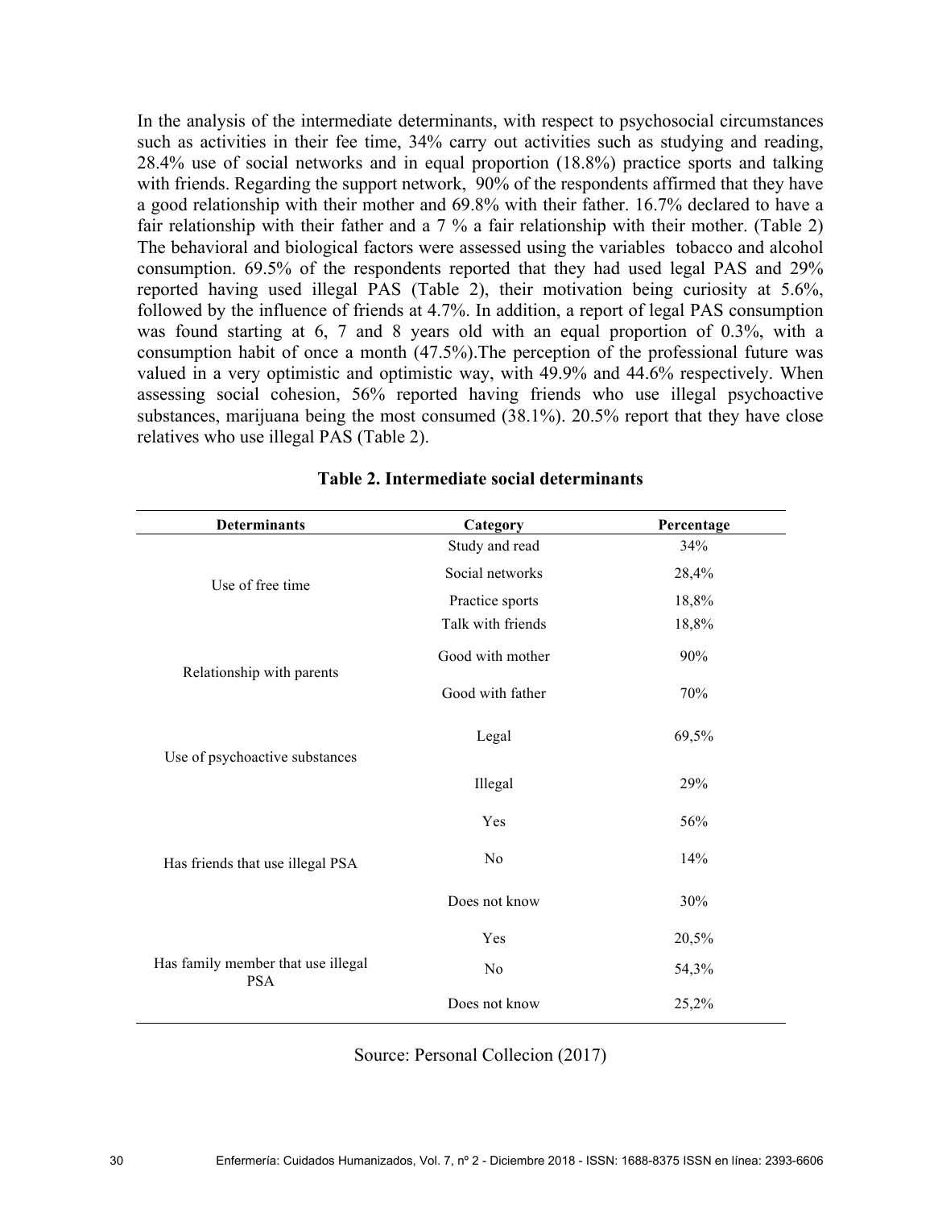In the analysis of the intermediate determinants, with respect to psychosocial circumstances such as activities in their fee time, 34% carry out activities such as studying and reading, 28.4% use of social networks and in equal proportion (18.8%) practice sports and talking with friends. Regarding the support network, 90% of the respondents affirmed that they have a good relationship with their mother and 69.8% with their father. 16.7% declared to have a fair relationship with their father and a 7 % a fair relationship with their mother. (Table 2) The behavioral and biological factors were assessed using the variables tobacco and alcohol consumption. 69.5% of the respondents reported that they had used legal PAS and 29% reported having used illegal PAS (Table 2), their motivation being curiosity at 5.6%, followed by the influence of friends at 4.7%. In addition, a report of legal PAS consumption was found starting at 6, 7 and 8 years old with an equal proportion of 0.3%, with a consumption habit of once a month (47.5%).The perception of the professional future was valued in a very optimistic and optimistic way, with 49.9% and 44.6% respectively. When assessing social cohesion, 56% reported having friends who use illegal psychoactive substances, marijuana being the most consumed (38.1%). 20.5% report that they have close relatives who use illegal PAS (Table 2).

**Table 2. Intermediate social determinants**

| Determinants | Category | Percentage |
|---|---|---|
| Use of free time | Study and read | 34% |
| | Social networks | 28,4% |
| | Practice sports | 18,8% |
| | Talk with friends | 18,8% |
| Relationship with parents | Good with mother | 90% |
| | Good with father | 70% |
| Use of psychoactive substances | Legal | 69,5% |
| | Illegal | 29% |
| Has friends that use illegal PSA | Yes | 56% |
| | No | 14% |
| | Does not know | 30% |
| Has family member that use illegal PSA | Yes | 20,5% |
| | No | 54,3% |
| | Does not know | 25,2% |

Source: Personal Collecion (2017)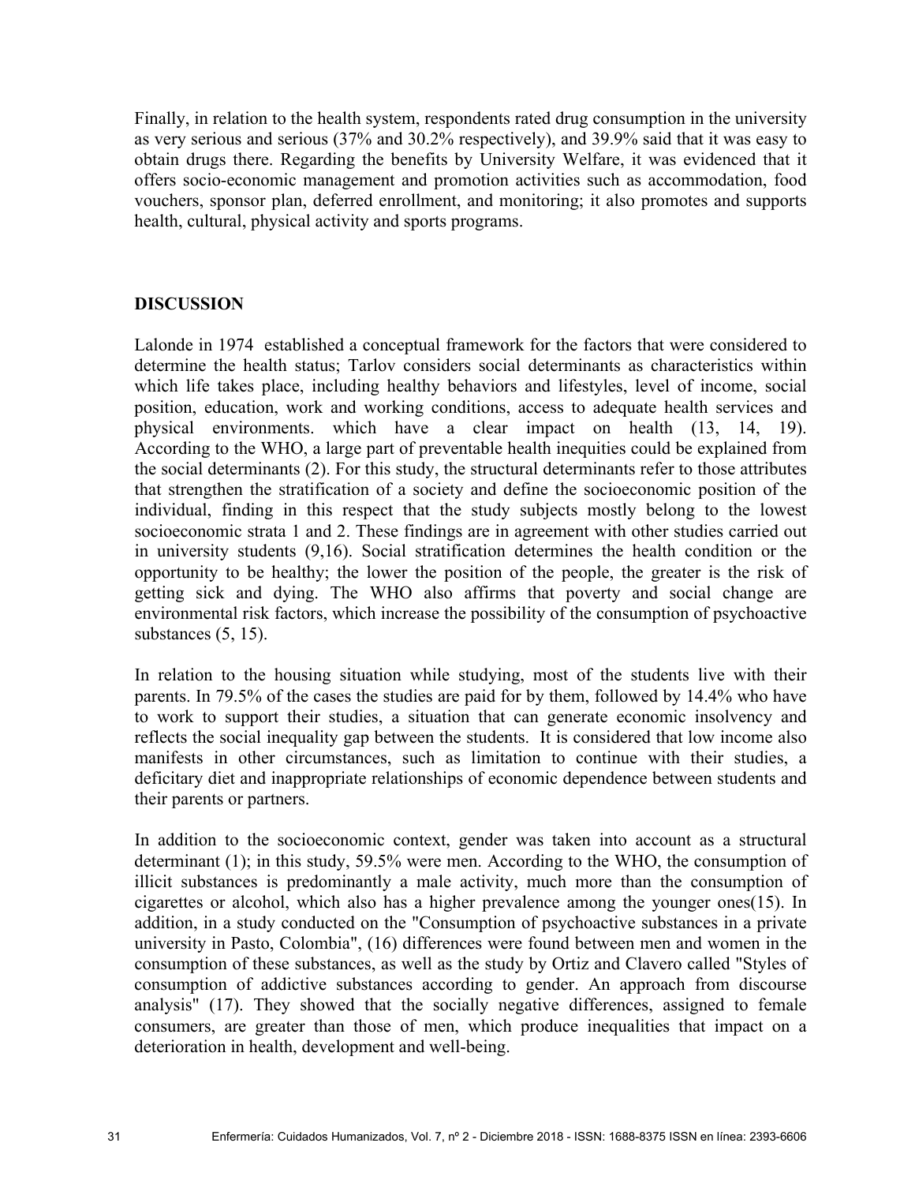Finally, in relation to the health system, respondents rated drug consumption in the university as very serious and serious (37% and 30.2% respectively), and 39.9% said that it was easy to obtain drugs there. Regarding the benefits by University Welfare, it was evidenced that it offers socio-economic management and promotion activities such as accommodation, food vouchers, sponsor plan, deferred enrollment, and monitoring; it also promotes and supports health, cultural, physical activity and sports programs.

## DISCUSSION

Lalonde in 1974 established a conceptual framework for the factors that were considered to determine the health status; Tarlov considers social determinants as characteristics within which life takes place, including healthy behaviors and lifestyles, level of income, social position, education, work and working conditions, access to adequate health services and physical environments. which have a clear impact on health (13, 14, 19). According to the WHO, a large part of preventable health inequities could be explained from the social determinants (2). For this study, the structural determinants refer to those attributes that strengthen the stratification of a society and define the socioeconomic position of the individual, finding in this respect that the study subjects mostly belong to the lowest socioeconomic strata 1 and 2. These findings are in agreement with other studies carried out in university students (9,16). Social stratification determines the health condition or the opportunity to be healthy; the lower the position of the people, the greater is the risk of getting sick and dying. The WHO also affirms that poverty and social change are environmental risk factors, which increase the possibility of the consumption of psychoactive substances (5, 15).

In relation to the housing situation while studying, most of the students live with their parents. In 79.5% of the cases the studies are paid for by them, followed by 14.4% who have to work to support their studies, a situation that can generate economic insolvency and reflects the social inequality gap between the students. It is considered that low income also manifests in other circumstances, such as limitation to continue with their studies, a deficitary diet and inappropriate relationships of economic dependence between students and their parents or partners.

In addition to the socioeconomic context, gender was taken into account as a structural determinant (1); in this study, 59.5% were men. According to the WHO, the consumption of illicit substances is predominantly a male activity, much more than the consumption of cigarettes or alcohol, which also has a higher prevalence among the younger ones(15). In addition, in a study conducted on the "Consumption of psychoactive substances in a private university in Pasto, Colombia", (16) differences were found between men and women in the consumption of these substances, as well as the study by Ortiz and Clavero called "Styles of consumption of addictive substances according to gender. An approach from discourse analysis" (17). They showed that the socially negative differences, assigned to female consumers, are greater than those of men, which produce inequalities that impact on a deterioration in health, development and well-being.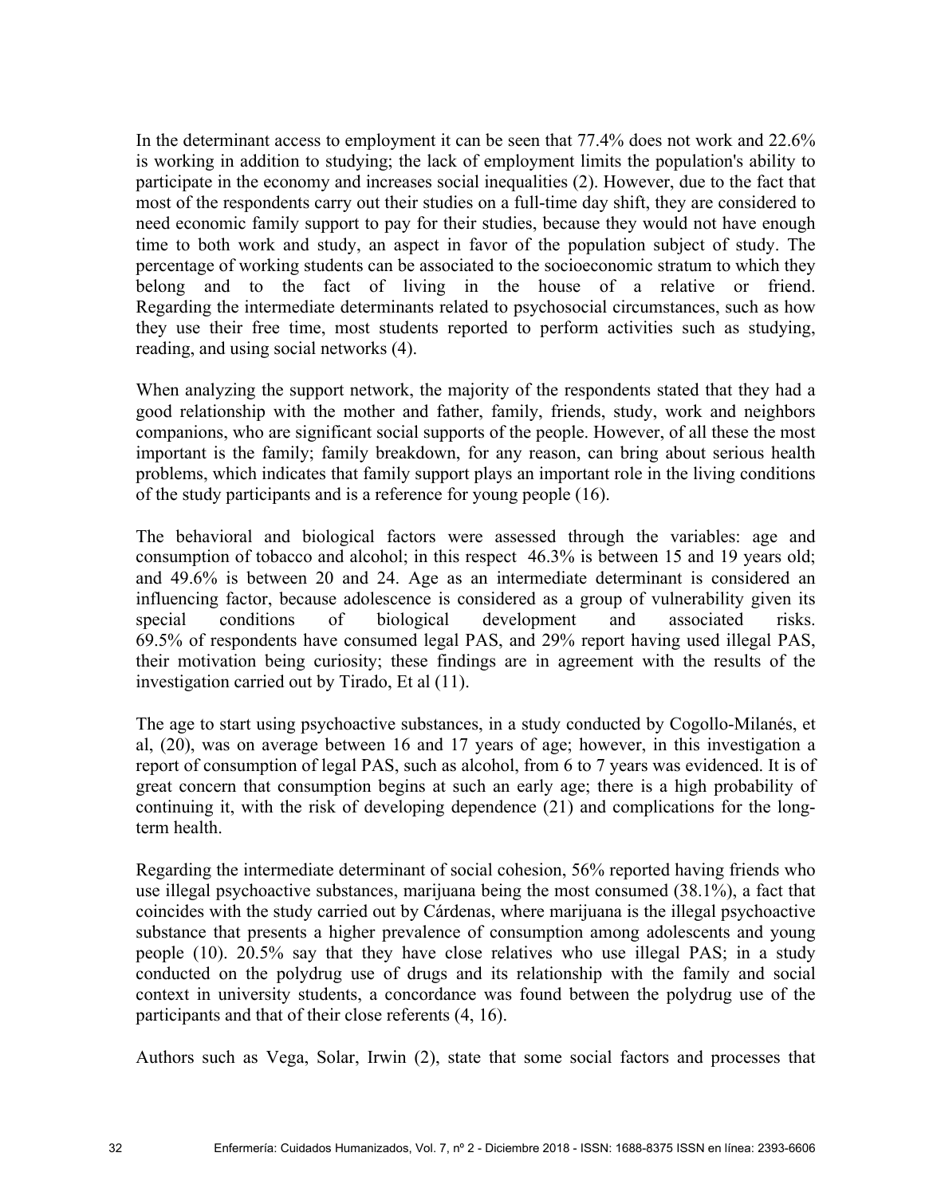In the determinant access to employment it can be seen that 77.4% does not work and 22.6% is working in addition to studying; the lack of employment limits the population's ability to participate in the economy and increases social inequalities (2). However, due to the fact that most of the respondents carry out their studies on a full-time day shift, they are considered to need economic family support to pay for their studies, because they would not have enough time to both work and study, an aspect in favor of the population subject of study. The percentage of working students can be associated to the socioeconomic stratum to which they belong and to the fact of living in the house of a relative or friend. Regarding the intermediate determinants related to psychosocial circumstances, such as how they use their free time, most students reported to perform activities such as studying, reading, and using social networks (4).

When analyzing the support network, the majority of the respondents stated that they had a good relationship with the mother and father, family, friends, study, work and neighbors companions, who are significant social supports of the people. However, of all these the most important is the family; family breakdown, for any reason, can bring about serious health problems, which indicates that family support plays an important role in the living conditions of the study participants and is a reference for young people (16).

The behavioral and biological factors were assessed through the variables: age and consumption of tobacco and alcohol; in this respect 46.3% is between 15 and 19 years old; and 49.6% is between 20 and 24. Age as an intermediate determinant is considered an influencing factor, because adolescence is considered as a group of vulnerability given its special conditions of biological development and associated risks. 69.5% of respondents have consumed legal PAS, and 29% report having used illegal PAS, their motivation being curiosity; these findings are in agreement with the results of the investigation carried out by Tirado, Et al (11).

The age to start using psychoactive substances, in a study conducted by Cogollo-Milanés, et al, (20), was on average between 16 and 17 years of age; however, in this investigation a report of consumption of legal PAS, such as alcohol, from 6 to 7 years was evidenced. It is of great concern that consumption begins at such an early age; there is a high probability of continuing it, with the risk of developing dependence (21) and complications for the long-term health.

Regarding the intermediate determinant of social cohesion, 56% reported having friends who use illegal psychoactive substances, marijuana being the most consumed (38.1%), a fact that coincides with the study carried out by Cárdenas, where marijuana is the illegal psychoactive substance that presents a higher prevalence of consumption among adolescents and young people (10). 20.5% say that they have close relatives who use illegal PAS; in a study conducted on the polydrug use of drugs and its relationship with the family and social context in university students, a concordance was found between the polydrug use of the participants and that of their close referents (4, 16).

Authors such as Vega, Solar, Irwin (2), state that some social factors and processes that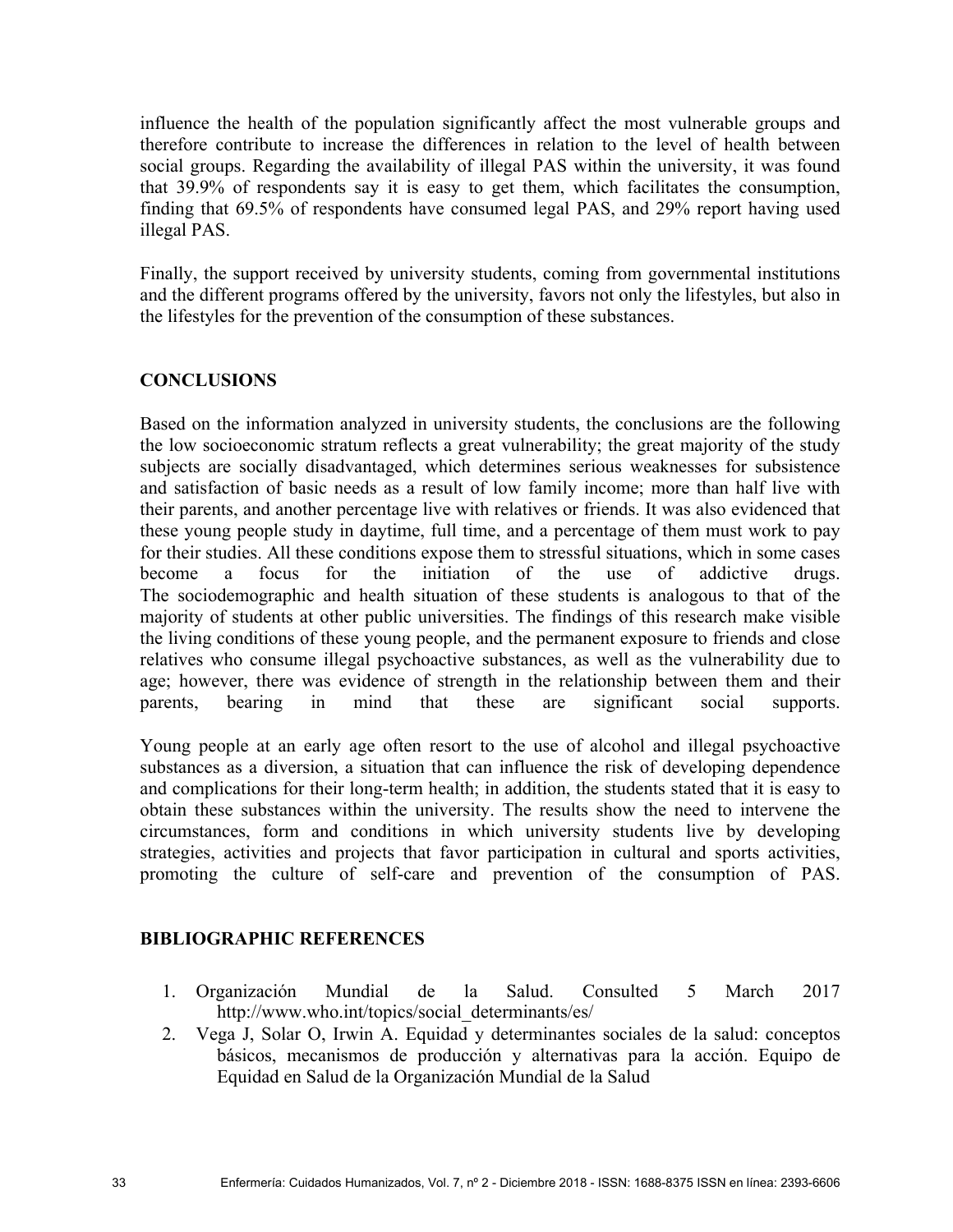influence the health of the population significantly affect the most vulnerable groups and therefore contribute to increase the differences in relation to the level of health between social groups. Regarding the availability of illegal PAS within the university, it was found that 39.9% of respondents say it is easy to get them, which facilitates the consumption, finding that 69.5% of respondents have consumed legal PAS, and 29% report having used illegal PAS.

Finally, the support received by university students, coming from governmental institutions and the different programs offered by the university, favors not only the lifestyles, but also in the lifestyles for the prevention of the consumption of these substances.

## CONCLUSIONS

Based on the information analyzed in university students, the conclusions are the following the low socioeconomic stratum reflects a great vulnerability; the great majority of the study subjects are socially disadvantaged, which determines serious weaknesses for subsistence and satisfaction of basic needs as a result of low family income; more than half live with their parents, and another percentage live with relatives or friends. It was also evidenced that these young people study in daytime, full time, and a percentage of them must work to pay for their studies. All these conditions expose them to stressful situations, which in some cases become a focus for the initiation of the use of addictive drugs. The sociodemographic and health situation of these students is analogous to that of the majority of students at other public universities. The findings of this research make visible the living conditions of these young people, and the permanent exposure to friends and close relatives who consume illegal psychoactive substances, as well as the vulnerability due to age; however, there was evidence of strength in the relationship between them and their parents, bearing in mind that these are significant social supports.

Young people at an early age often resort to the use of alcohol and illegal psychoactive substances as a diversion, a situation that can influence the risk of developing dependence and complications for their long-term health; in addition, the students stated that it is easy to obtain these substances within the university. The results show the need to intervene the circumstances, form and conditions in which university students live by developing strategies, activities and projects that favor participation in cultural and sports activities, promoting the culture of self-care and prevention of the consumption of PAS.

## BIBLIOGRAPHIC REFERENCES

1. Organización Mundial de la Salud. Consulted 5 March 2017 http://www.who.int/topics/social_determinants/es/
2. Vega J, Solar O, Irwin A. Equidad y determinantes sociales de la salud: conceptos básicos, mecanismos de producción y alternativas para la acción. Equipo de Equidad en Salud de la Organización Mundial de la Salud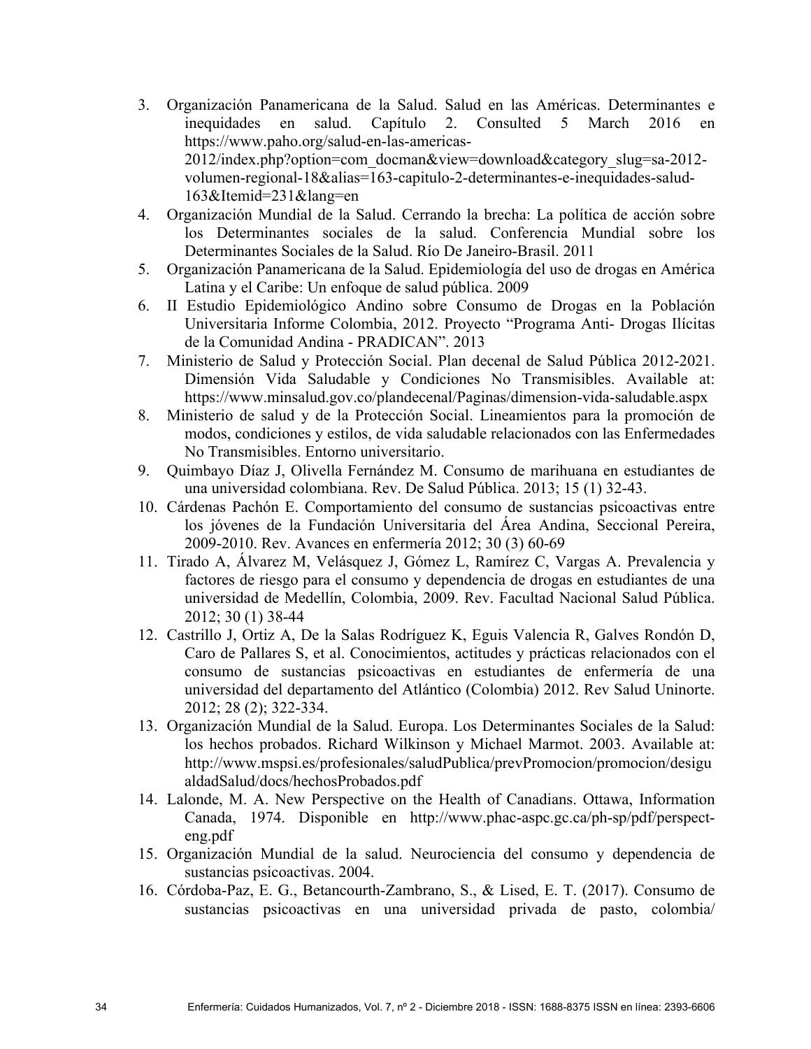3. Organización Panamericana de la Salud. Salud en las Américas. Determinantes e inequidades en salud. Capítulo 2. Consulted 5 March 2016 en https://www.paho.org/salud-en-las-americas-2012/index.php?option=com_docman&view=download&category_slug=sa-2012-volumen-regional-18&alias=163-capitulo-2-determinantes-e-inequidades-salud-163&Itemid=231&lang=en
4. Organización Mundial de la Salud. Cerrando la brecha: La política de acción sobre los Determinantes sociales de la salud. Conferencia Mundial sobre los Determinantes Sociales de la Salud. Río De Janeiro-Brasil. 2011
5. Organización Panamericana de la Salud. Epidemiología del uso de drogas en América Latina y el Caribe: Un enfoque de salud pública. 2009
6. II Estudio Epidemiológico Andino sobre Consumo de Drogas en la Población Universitaria Informe Colombia, 2012. Proyecto "Programa Anti- Drogas Ilícitas de la Comunidad Andina - PRADICAN". 2013
7. Ministerio de Salud y Protección Social. Plan decenal de Salud Pública 2012-2021. Dimensión Vida Saludable y Condiciones No Transmisibles. Available at: https://www.minsalud.gov.co/plandecenal/Paginas/dimension-vida-saludable.aspx
8. Ministerio de salud y de la Protección Social. Lineamientos para la promoción de modos, condiciones y estilos, de vida saludable relacionados con las Enfermedades No Transmisibles. Entorno universitario.
9. Quimbayo Díaz J, Olivella Fernández M. Consumo de marihuana en estudiantes de una universidad colombiana. Rev. De Salud Pública. 2013; 15 (1) 32-43.
10. Cárdenas Pachón E. Comportamiento del consumo de sustancias psicoactivas entre los jóvenes de la Fundación Universitaria del Área Andina, Seccional Pereira, 2009-2010. Rev. Avances en enfermería 2012; 30 (3) 60-69
11. Tirado A, Álvarez M, Velásquez J, Gómez L, Ramírez C, Vargas A. Prevalencia y factores de riesgo para el consumo y dependencia de drogas en estudiantes de una universidad de Medellín, Colombia, 2009. Rev. Facultad Nacional Salud Pública. 2012; 30 (1) 38-44
12. Castrillo J, Ortiz A, De la Salas Rodríguez K, Eguis Valencia R, Galves Rondón D, Caro de Pallares S, et al. Conocimientos, actitudes y prácticas relacionados con el consumo de sustancias psicoactivas en estudiantes de enfermería de una universidad del departamento del Atlántico (Colombia) 2012. Rev Salud Uninorte. 2012; 28 (2); 322-334.
13. Organización Mundial de la Salud. Europa. Los Determinantes Sociales de la Salud: los hechos probados. Richard Wilkinson y Michael Marmot. 2003. Available at: http://www.mspsi.es/profesionales/saludPublica/prevPromocion/promocion/desigualdadSalud/docs/hechosProbados.pdf
14. Lalonde, M. A. New Perspective on the Health of Canadians. Ottawa, Information Canada, 1974. Disponible en http://www.phac-aspc.gc.ca/ph-sp/pdf/perspect-eng.pdf
15. Organización Mundial de la salud. Neurociencia del consumo y dependencia de sustancias psicoactivas. 2004.
16. Córdoba-Paz, E. G., Betancourth-Zambrano, S., & Lised, E. T. (2017). Consumo de sustancias psicoactivas en una universidad privada de pasto, colombia/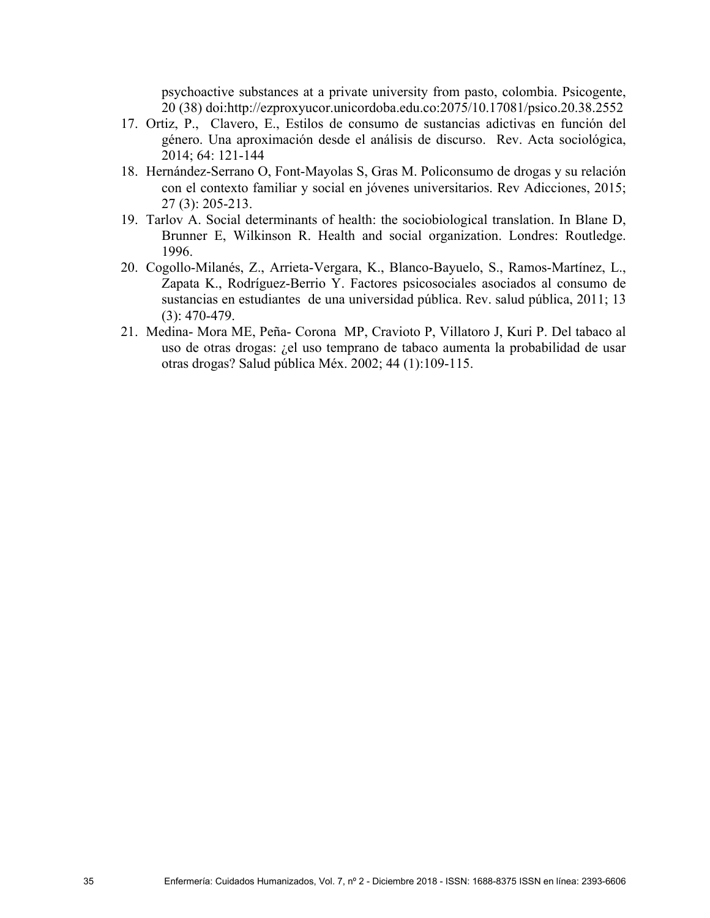psychoactive substances at a private university from pasto, colombia. Psicogente, 20 (38) doi:http://ezproxyucor.unicordoba.edu.co:2075/10.17081/psico.20.38.2552

17. Ortiz, P., Clavero, E., Estilos de consumo de sustancias adictivas en función del género. Una aproximación desde el análisis de discurso. Rev. Acta sociológica, 2014; 64: 121-144
18. Hernández-Serrano O, Font-Mayolas S, Gras M. Policonsumo de drogas y su relación con el contexto familiar y social en jóvenes universitarios. Rev Adicciones, 2015; 27 (3): 205-213.
19. Tarlov A. Social determinants of health: the sociobiological translation. In Blane D, Brunner E, Wilkinson R. Health and social organization. Londres: Routledge. 1996.
20. Cogollo-Milanés, Z., Arrieta-Vergara, K., Blanco-Bayuelo, S., Ramos-Martínez, L., Zapata K., Rodríguez-Berrio Y. Factores psicosociales asociados al consumo de sustancias en estudiantes de una universidad pública. Rev. salud pública, 2011; 13 (3): 470-479.
21. Medina- Mora ME, Peña- Corona MP, Cravioto P, Villatoro J, Kuri P. Del tabaco al uso de otras drogas: ¿el uso temprano de tabaco aumenta la probabilidad de usar otras drogas? Salud pública Méx. 2002; 44 (1):109-115.